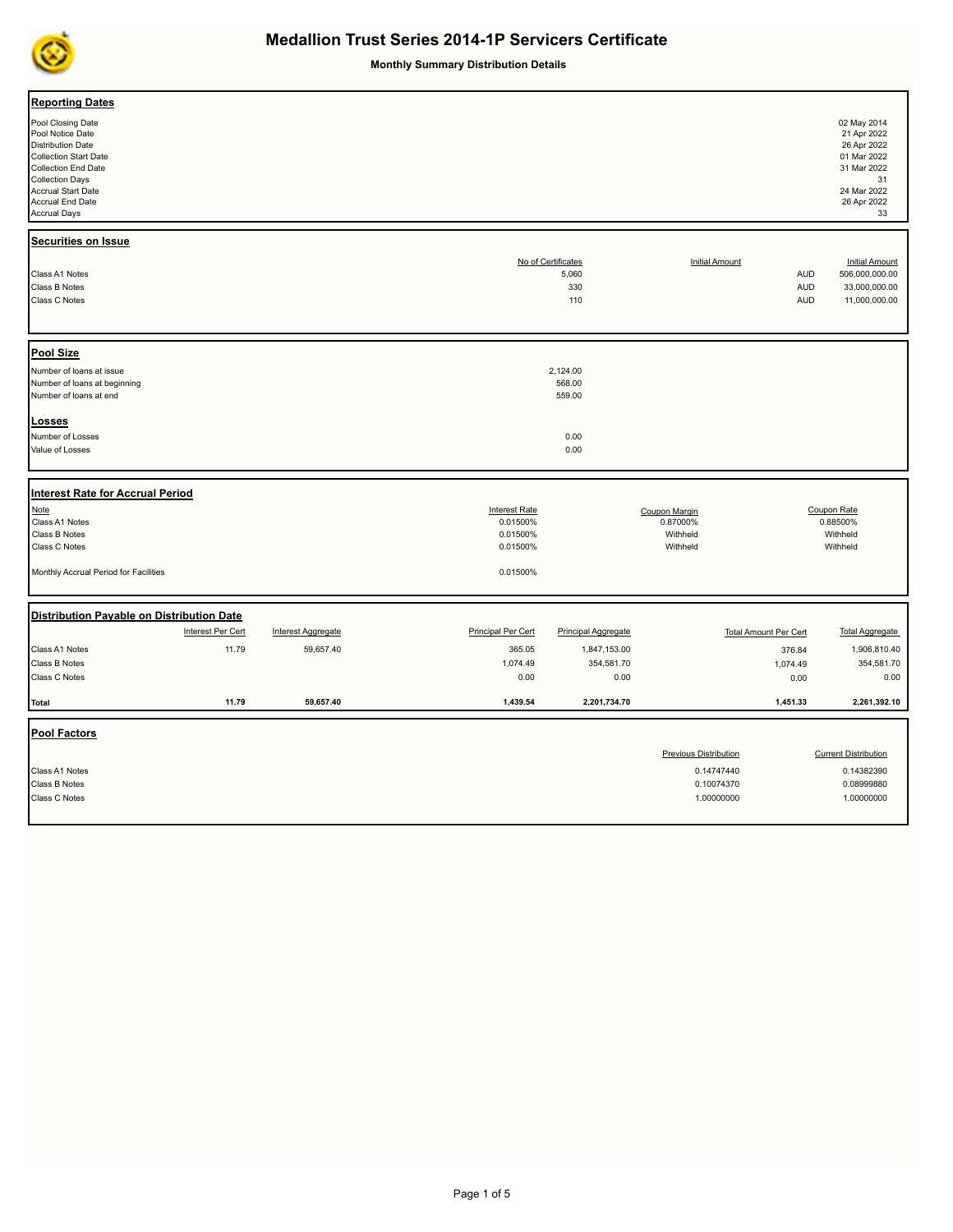# Medallion Trust Series 2014-1P Servicers Certificate

**Monthly Summary Distribution Details**

## Reporting Dates

| | |
|---|---|
| Pool Closing Date | 02 May 2014 |
| Pool Notice Date | 21 Apr 2022 |
| Distribution Date | 26 Apr 2022 |
| Collection Start Date | 01 Mar 2022 |
| Collection End Date | 31 Mar 2022 |
| Collection Days | 31 |
| Accrual Start Date | 24 Mar 2022 |
| Accrual End Date | 26 Apr 2022 |
| Accrual Days | 33 |

## Securities on Issue

| | No of Certificates | Initial Amount | Initial Amount |
|---|---|---|---|
| Class A1 Notes | 5,060 | AUD | 506,000,000.00 |
| Class B Notes | 330 | AUD | 33,000,000.00 |
| Class C Notes | 110 | AUD | 11,000,000.00 |

## Pool Size

| | |
|---|---|
| Number of loans at issue | 2,124.00 |
| Number of loans at beginning | 568.00 |
| Number of loans at end | 559.00 |

## Losses

| | |
|---|---|
| Number of Losses | 0.00 |
| Value of Losses | 0.00 |

## Interest Rate for Accrual Period

| Note | Interest Rate | Coupon Margin | Coupon Rate |
|---|---|---|---|
| Class A1 Notes | 0.01500% | 0.87000% | 0.88500% |
| Class B Notes | 0.01500% | Withheld | Withheld |
| Class C Notes | 0.01500% | Withheld | Withheld |
| Monthly Accrual Period for Facilities | 0.01500% | | |

## Distribution Payable on Distribution Date

| | Interest Per Cert | Interest Aggregate | Principal Per Cert | Principal Aggregate | Total Amount Per Cert | Total Aggregate |
|---|---|---|---|---|---|---|
| Class A1 Notes | 11.79 | 59,657.40 | 365.05 | 1,847,153.00 | 376.84 | 1,906,810.40 |
| Class B Notes | | | 1,074.49 | 354,581.70 | 1,074.49 | 354,581.70 |
| Class C Notes | | | 0.00 | 0.00 | 0.00 | 0.00 |
| **Total** | **11.79** | **59,657.40** | **1,439.54** | **2,201,734.70** | **1,451.33** | **2,261,392.10** |

## Pool Factors

| | Previous Distribution | Current Distribution |
|---|---|---|
| Class A1 Notes | 0.14747440 | 0.14382390 |
| Class B Notes | 0.10074370 | 0.08999880 |
| Class C Notes | 1.00000000 | 1.00000000 |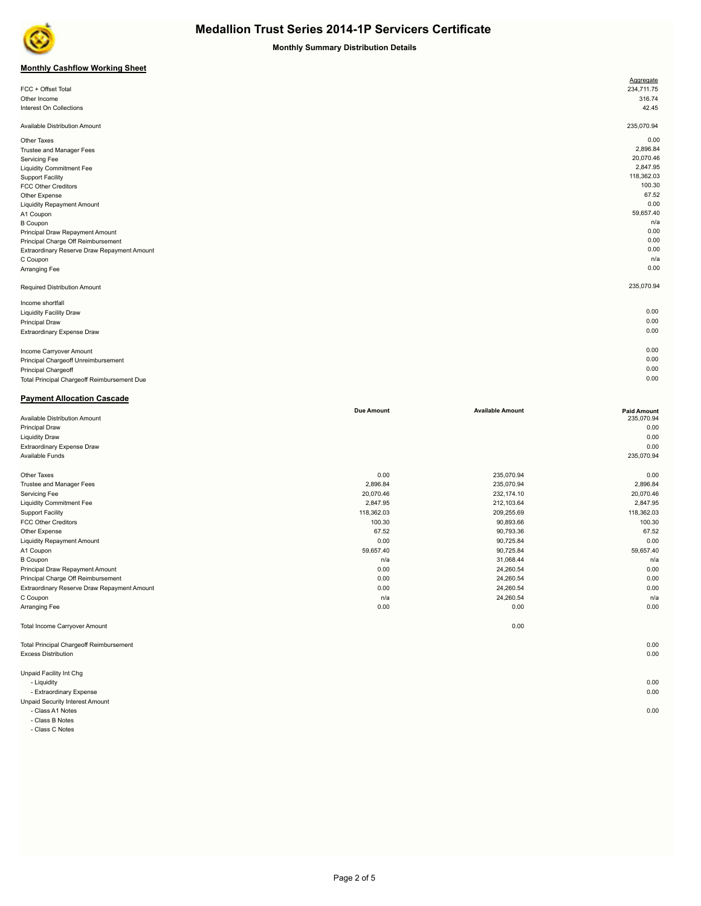# Medallion Trust Series 2014-1P Servicers Certificate

**Monthly Summary Distribution Details**

## Monthly Cashflow Working Sheet

| | Aggregate |
|---|---|
| FCC + Offset Total | 234,711.75 |
| Other Income | 316.74 |
| Interest On Collections | 42.45 |
| | |
| Available Distribution Amount | 235,070.94 |
| | |
| Other Taxes | 0.00 |
| Trustee and Manager Fees | 2,896.84 |
| Servicing Fee | 20,070.46 |
| Liquidity Commitment Fee | 2,847.95 |
| Support Facility | 118,362.03 |
| FCC Other Creditors | 100.30 |
| Other Expense | 67.52 |
| Liquidity Repayment Amount | 0.00 |
| A1 Coupon | 59,657.40 |
| B Coupon | n/a |
| Principal Draw Repayment Amount | 0.00 |
| Principal Charge Off Reimbursement | 0.00 |
| Extraordinary Reserve Draw Repayment Amount | 0.00 |
| C Coupon | n/a |
| Arranging Fee | 0.00 |
| | |
| Required Distribution Amount | 235,070.94 |
| | |
| Income shortfall | |
| Liquidity Facility Draw | 0.00 |
| Principal Draw | 0.00 |
| Extraordinary Expense Draw | 0.00 |
| | |
| Income Carryover Amount | 0.00 |
| Principal Chargeoff Unreimbursement | 0.00 |
| Principal Chargeoff | 0.00 |
| Total Principal Chargeoff Reimbursement Due | 0.00 |

## Payment Allocation Cascade

| | Due Amount | Available Amount | Paid Amount |
|---|---|---|---|
| Available Distribution Amount | | | 235,070.94 |
| Principal Draw | | | 0.00 |
| Liquidity Draw | | | 0.00 |
| Extraordinary Expense Draw | | | 0.00 |
| Available Funds | | | 235,070.94 |
| | | | |
| Other Taxes | 0.00 | 235,070.94 | 0.00 |
| Trustee and Manager Fees | 2,896.84 | 235,070.94 | 2,896.84 |
| Servicing Fee | 20,070.46 | 232,174.10 | 20,070.46 |
| Liquidity Commitment Fee | 2,847.95 | 212,103.64 | 2,847.95 |
| Support Facility | 118,362.03 | 209,255.69 | 118,362.03 |
| FCC Other Creditors | 100.30 | 90,893.66 | 100.30 |
| Other Expense | 67.52 | 90,793.36 | 67.52 |
| Liquidity Repayment Amount | 0.00 | 90,725.84 | 0.00 |
| A1 Coupon | 59,657.40 | 90,725.84 | 59,657.40 |
| B Coupon | n/a | 31,068.44 | n/a |
| Principal Draw Repayment Amount | 0.00 | 24,260.54 | 0.00 |
| Principal Charge Off Reimbursement | 0.00 | 24,260.54 | 0.00 |
| Extraordinary Reserve Draw Repayment Amount | 0.00 | 24,260.54 | 0.00 |
| C Coupon | n/a | 24,260.54 | n/a |
| Arranging Fee | 0.00 | 0.00 | 0.00 |
| | | | |
| Total Income Carryover Amount | | 0.00 | |
| | | | |
| Total Principal Chargeoff Reimbursement | | | 0.00 |
| Excess Distribution | | | 0.00 |
| | | | |
| Unpaid Facility Int Chg | | | |
| - Liquidity | | | 0.00 |
| - Extraordinary Expense | | | 0.00 |
| Unpaid Security Interest Amount | | | |
| - Class A1 Notes | | | 0.00 |
| - Class B Notes | | | |
| - Class C Notes | | | |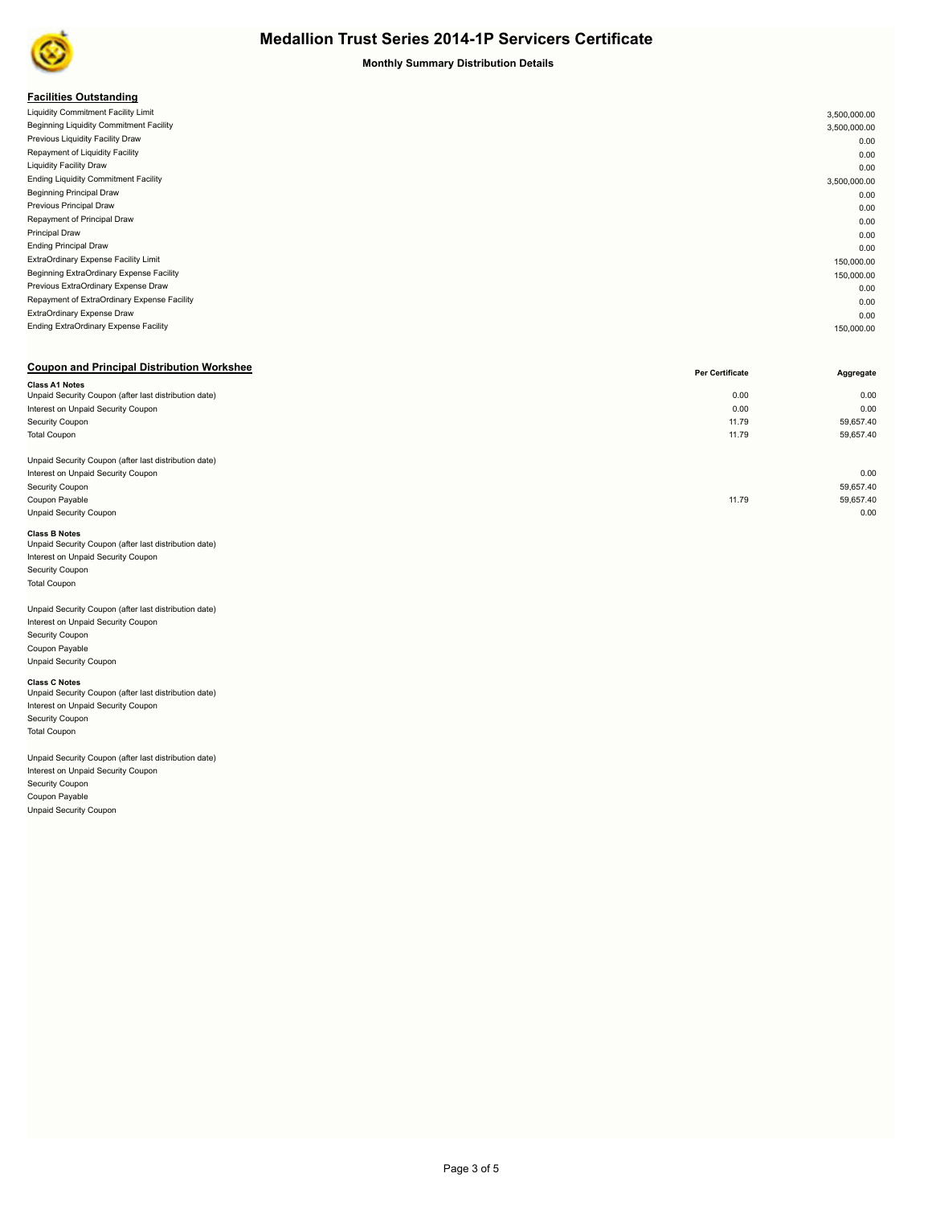# Medallion Trust Series 2014-1P Servicers Certificate

**Monthly Summary Distribution Details**

## Facilities Outstanding

| | |
|---|---|
| Liquidity Commitment Facility Limit | 3,500,000.00 |
| Beginning Liquidity Commitment Facility | 3,500,000.00 |
| Previous Liquidity Facility Draw | 0.00 |
| Repayment of Liquidity Facility | 0.00 |
| Liquidity Facility Draw | 0.00 |
| Ending Liquidity Commitment Facility | 3,500,000.00 |
| Beginning Principal Draw | 0.00 |
| Previous Principal Draw | 0.00 |
| Repayment of Principal Draw | 0.00 |
| Principal Draw | 0.00 |
| Ending Principal Draw | 0.00 |
| ExtraOrdinary Expense Facility Limit | 150,000.00 |
| Beginning ExtraOrdinary Expense Facility | 150,000.00 |
| Previous ExtraOrdinary Expense Draw | 0.00 |
| Repayment of ExtraOrdinary Expense Facility | 0.00 |
| ExtraOrdinary Expense Draw | 0.00 |
| Ending ExtraOrdinary Expense Facility | 150,000.00 |

## Coupon and Principal Distribution Workshee

| | Per Certificate | Aggregate |
|---|---|---|
| **Class A1 Notes** | | |
| Unpaid Security Coupon (after last distribution date) | 0.00 | 0.00 |
| Interest on Unpaid Security Coupon | 0.00 | 0.00 |
| Security Coupon | 11.79 | 59,657.40 |
| Total Coupon | 11.79 | 59,657.40 |
| | | |
| Unpaid Security Coupon (after last distribution date) | | |
| Interest on Unpaid Security Coupon | | 0.00 |
| Security Coupon | | 59,657.40 |
| Coupon Payable | 11.79 | 59,657.40 |
| Unpaid Security Coupon | | 0.00 |
| **Class B Notes** | | |
| Unpaid Security Coupon (after last distribution date) | | |
| Interest on Unpaid Security Coupon | | |
| Security Coupon | | |
| Total Coupon | | |
| | | |
| Unpaid Security Coupon (after last distribution date) | | |
| Interest on Unpaid Security Coupon | | |
| Security Coupon | | |
| Coupon Payable | | |
| Unpaid Security Coupon | | |
| **Class C Notes** | | |
| Unpaid Security Coupon (after last distribution date) | | |
| Interest on Unpaid Security Coupon | | |
| Security Coupon | | |
| Total Coupon | | |
| | | |
| Unpaid Security Coupon (after last distribution date) | | |
| Interest on Unpaid Security Coupon | | |
| Security Coupon | | |
| Coupon Payable | | |
| Unpaid Security Coupon | | |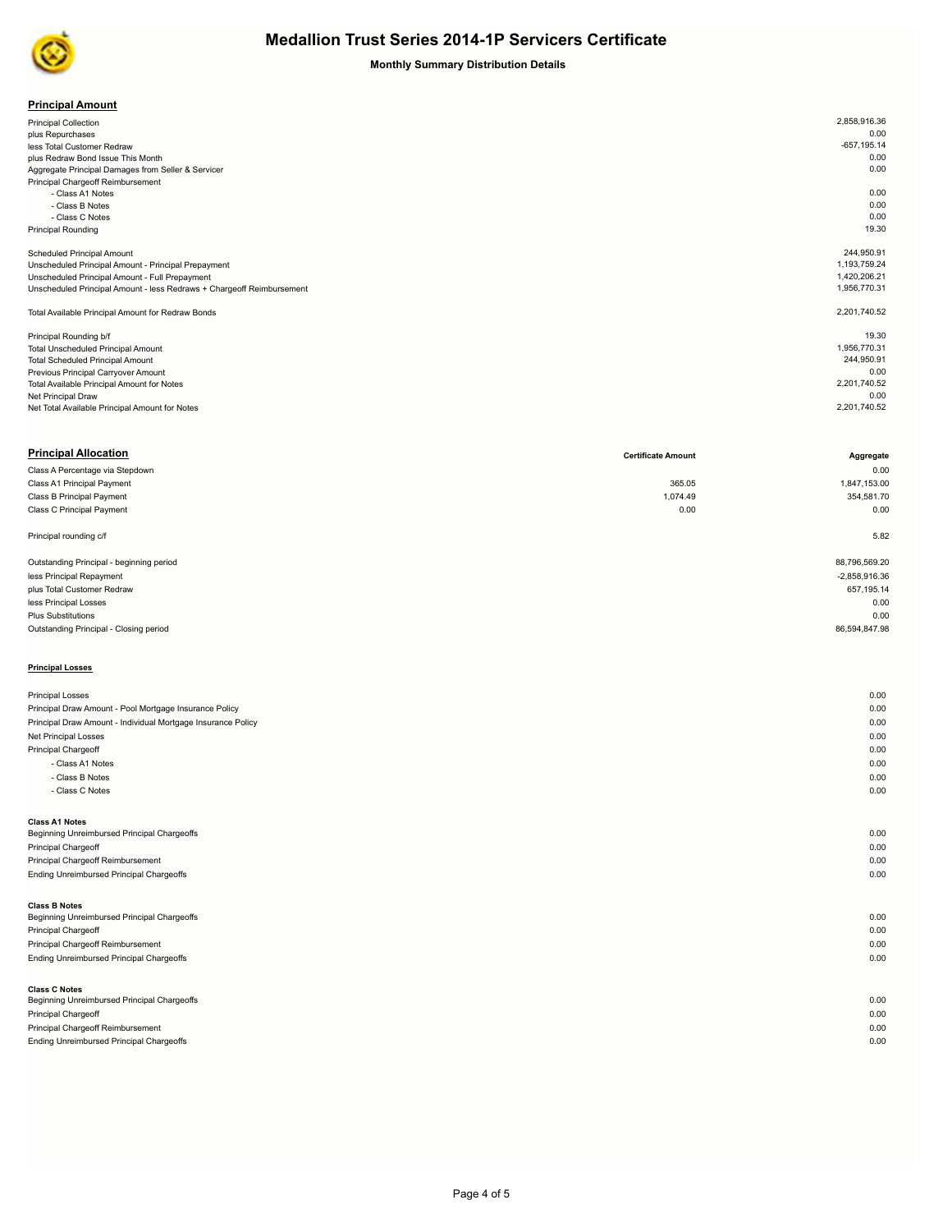# Medallion Trust Series 2014-1P Servicers Certificate

**Monthly Summary Distribution Details**

## Principal Amount

| | |
|---|---:|
| Principal Collection | 2,858,916.36 |
| plus Repurchases | 0.00 |
| less Total Customer Redraw | -657,195.14 |
| plus Redraw Bond Issue This Month | 0.00 |
| Aggregate Principal Damages from Seller & Servicer | 0.00 |
| Principal Chargeoff Reimbursement | |
| - Class A1 Notes | 0.00 |
| - Class B Notes | 0.00 |
| - Class C Notes | 0.00 |
| Principal Rounding | 19.30 |
| | |
| Scheduled Principal Amount | 244,950.91 |
| Unscheduled Principal Amount - Principal Prepayment | 1,193,759.24 |
| Unscheduled Principal Amount - Full Prepayment | 1,420,206.21 |
| Unscheduled Principal Amount - less Redraws + Chargeoff Reimbursement | 1,956,770.31 |
| | |
| Total Available Principal Amount for Redraw Bonds | 2,201,740.52 |
| | |
| Principal Rounding b/f | 19.30 |
| Total Unscheduled Principal Amount | 1,956,770.31 |
| Total Scheduled Principal Amount | 244,950.91 |
| Previous Principal Carryover Amount | 0.00 |
| Total Available Principal Amount for Notes | 2,201,740.52 |
| Net Principal Draw | 0.00 |
| Net Total Available Principal Amount for Notes | 2,201,740.52 |

## Principal Allocation

| | Certificate Amount | Aggregate |
|---|---:|---:|
| Class A Percentage via Stepdown | | 0.00 |
| Class A1 Principal Payment | 365.05 | 1,847,153.00 |
| Class B Principal Payment | 1,074.49 | 354,581.70 |
| Class C Principal Payment | 0.00 | 0.00 |
| | | |
| Principal rounding c/f | | 5.82 |
| | | |
| Outstanding Principal - beginning period | | 88,796,569.20 |
| less Principal Repayment | | -2,858,916.36 |
| plus Total Customer Redraw | | 657,195.14 |
| less Principal Losses | | 0.00 |
| Plus Substitutions | | 0.00 |
| Outstanding Principal - Closing period | | 86,594,847.98 |

### Principal Losses

| | |
|---|---:|
| Principal Losses | 0.00 |
| Principal Draw Amount - Pool Mortgage Insurance Policy | 0.00 |
| Principal Draw Amount - Individual Mortgage Insurance Policy | 0.00 |
| Net Principal Losses | 0.00 |
| Principal Chargeoff | 0.00 |
| - Class A1 Notes | 0.00 |
| - Class B Notes | 0.00 |
| - Class C Notes | 0.00 |

**Class A1 Notes**

| | |
|---|---:|
| Beginning Unreimbursed Principal Chargeoffs | 0.00 |
| Principal Chargeoff | 0.00 |
| Principal Chargeoff Reimbursement | 0.00 |
| Ending Unreimbursed Principal Chargeoffs | 0.00 |

**Class B Notes**

| | |
|---|---:|
| Beginning Unreimbursed Principal Chargeoffs | 0.00 |
| Principal Chargeoff | 0.00 |
| Principal Chargeoff Reimbursement | 0.00 |
| Ending Unreimbursed Principal Chargeoffs | 0.00 |

**Class C Notes**

| | |
|---|---:|
| Beginning Unreimbursed Principal Chargeoffs | 0.00 |
| Principal Chargeoff | 0.00 |
| Principal Chargeoff Reimbursement | 0.00 |
| Ending Unreimbursed Principal Chargeoffs | 0.00 |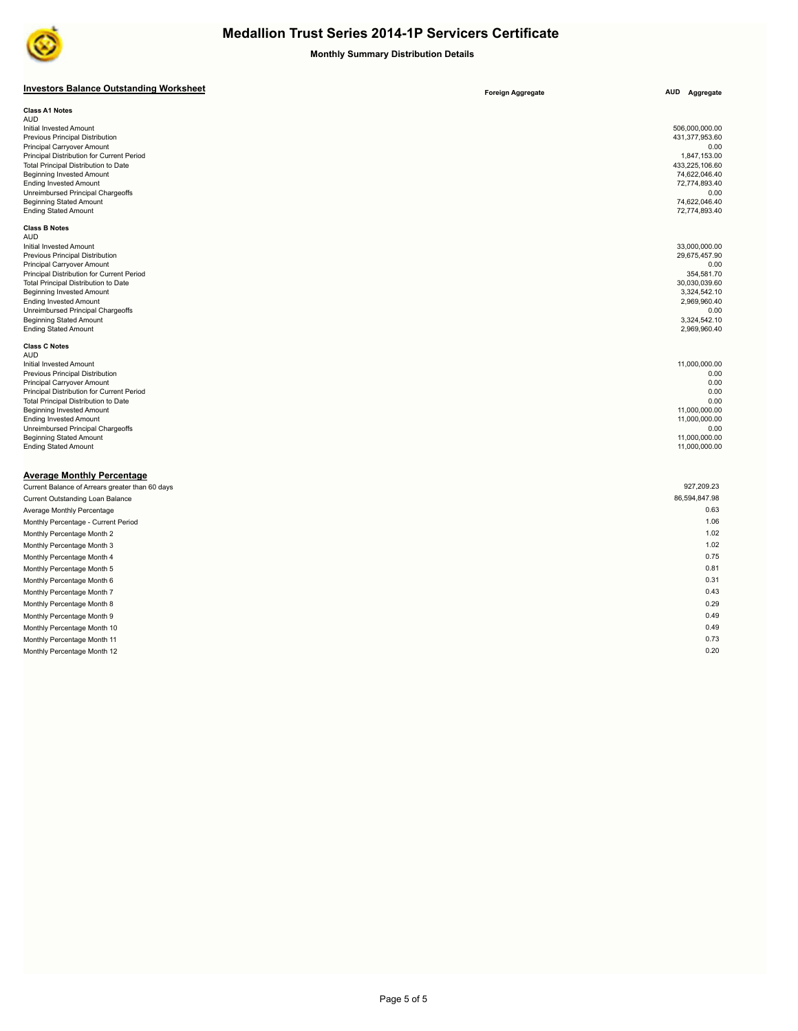# Medallion Trust Series 2014-1P Servicers Certificate

**Monthly Summary Distribution Details**

## Investors Balance Outstanding Worksheet

| | Foreign Aggregate | AUD Aggregate |
|---|---|---|
| **Class A1 Notes** | | |
| AUD | | |
| Initial Invested Amount | | 506,000,000.00 |
| Previous Principal Distribution | | 431,377,953.60 |
| Principal Carryover Amount | | 0.00 |
| Principal Distribution for Current Period | | 1,847,153.00 |
| Total Principal Distribution to Date | | 433,225,106.60 |
| Beginning Invested Amount | | 74,622,046.40 |
| Ending Invested Amount | | 72,774,893.40 |
| Unreimbursed Principal Chargeoffs | | 0.00 |
| Beginning Stated Amount | | 74,622,046.40 |
| Ending Stated Amount | | 72,774,893.40 |
| **Class B Notes** | | |
| AUD | | |
| Initial Invested Amount | | 33,000,000.00 |
| Previous Principal Distribution | | 29,675,457.90 |
| Principal Carryover Amount | | 0.00 |
| Principal Distribution for Current Period | | 354,581.70 |
| Total Principal Distribution to Date | | 30,030,039.60 |
| Beginning Invested Amount | | 3,324,542.10 |
| Ending Invested Amount | | 2,969,960.40 |
| Unreimbursed Principal Chargeoffs | | 0.00 |
| Beginning Stated Amount | | 3,324,542.10 |
| Ending Stated Amount | | 2,969,960.40 |
| **Class C Notes** | | |
| AUD | | |
| Initial Invested Amount | | 11,000,000.00 |
| Previous Principal Distribution | | 0.00 |
| Principal Carryover Amount | | 0.00 |
| Principal Distribution for Current Period | | 0.00 |
| Total Principal Distribution to Date | | 0.00 |
| Beginning Invested Amount | | 11,000,000.00 |
| Ending Invested Amount | | 11,000,000.00 |
| Unreimbursed Principal Chargeoffs | | 0.00 |
| Beginning Stated Amount | | 11,000,000.00 |
| Ending Stated Amount | | 11,000,000.00 |

## Average Monthly Percentage

| | |
|---|---|
| Current Balance of Arrears greater than 60 days | 927,209.23 |
| Current Outstanding Loan Balance | 86,594,847.98 |
| Average Monthly Percentage | 0.63 |
| Monthly Percentage - Current Period | 1.06 |
| Monthly Percentage Month 2 | 1.02 |
| Monthly Percentage Month 3 | 1.02 |
| Monthly Percentage Month 4 | 0.75 |
| Monthly Percentage Month 5 | 0.81 |
| Monthly Percentage Month 6 | 0.31 |
| Monthly Percentage Month 7 | 0.43 |
| Monthly Percentage Month 8 | 0.29 |
| Monthly Percentage Month 9 | 0.49 |
| Monthly Percentage Month 10 | 0.49 |
| Monthly Percentage Month 11 | 0.73 |
| Monthly Percentage Month 12 | 0.20 |